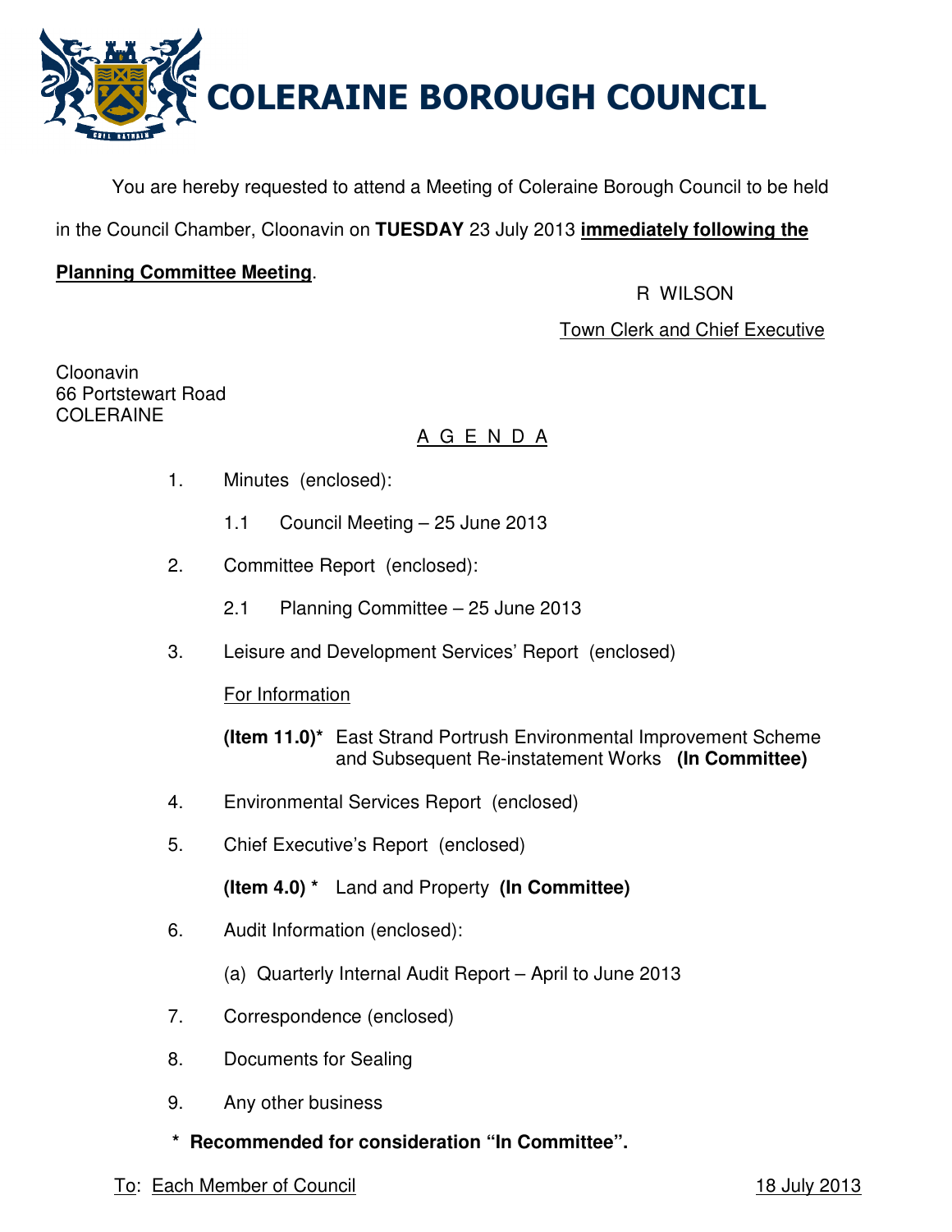# COLERAINE BOROUGH COUNCIL

You are hereby requested to attend a Meeting of Coleraine Borough Council to be held in the Council Chamber, Cloonavin on **TUESDAY** 23 July 2013 **immediately following the Planning Committee Meeting**.

R WILSON

Town Clerk and Chief Executive

Cloonavin
66 Portstewart Road
COLERAINE

## A G E N D A

1. Minutes (enclosed):

   1.1 Council Meeting – 25 June 2013

2. Committee Report (enclosed):

   2.1 Planning Committee – 25 June 2013

3. Leisure and Development Services' Report (enclosed)

   For Information

   **(Item 11.0)*** East Strand Portrush Environmental Improvement Scheme and Subsequent Re-instatement Works **(In Committee)**

4. Environmental Services Report (enclosed)

5. Chief Executive's Report (enclosed)

   **(Item 4.0) *** Land and Property **(In Committee)**

6. Audit Information (enclosed):

   (a) Quarterly Internal Audit Report – April to June 2013

7. Correspondence (enclosed)

8. Documents for Sealing

9. Any other business

**\* Recommended for consideration "In Committee".**

To: Each Member of Council

18 July 2013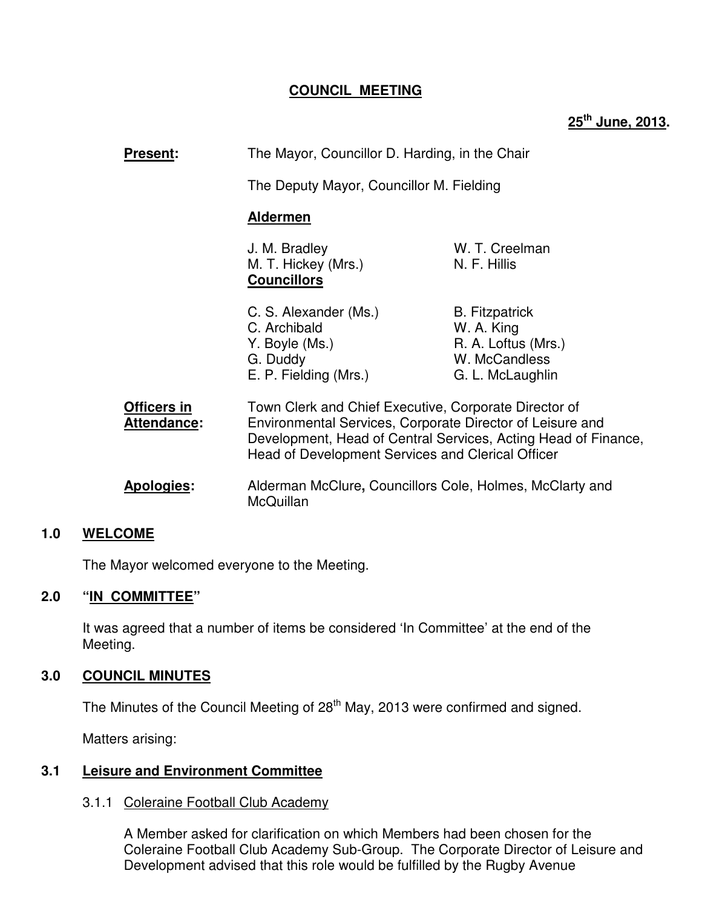# COUNCIL MEETING

**25th June, 2013.**

**Present:** The Mayor, Councillor D. Harding, in the Chair

The Deputy Mayor, Councillor M. Fielding

**Aldermen**

J. M. Bradley
W. T. Creelman
M. T. Hickey (Mrs.)
N. F. Hillis

**Councillors**

C. S. Alexander (Ms.)
B. Fitzpatrick
C. Archibald
W. A. King
Y. Boyle (Ms.)
R. A. Loftus (Mrs.)
G. Duddy
W. McCandless
E. P. Fielding (Mrs.)
G. L. McLaughlin

**Officers in Attendance:** Town Clerk and Chief Executive, Corporate Director of Environmental Services, Corporate Director of Leisure and Development, Head of Central Services, Acting Head of Finance, Head of Development Services and Clerical Officer

**Apologies:** Alderman McClure**,** Councillors Cole, Holmes, McClarty and McQuillan

## 1.0 WELCOME

The Mayor welcomed everyone to the Meeting.

## 2.0 "IN COMMITTEE"

It was agreed that a number of items be considered 'In Committee' at the end of the Meeting.

## 3.0 COUNCIL MINUTES

The Minutes of the Council Meeting of 28th May, 2013 were confirmed and signed.

Matters arising:

### 3.1 Leisure and Environment Committee

3.1.1 Coleraine Football Club Academy

A Member asked for clarification on which Members had been chosen for the Coleraine Football Club Academy Sub-Group. The Corporate Director of Leisure and Development advised that this role would be fulfilled by the Rugby Avenue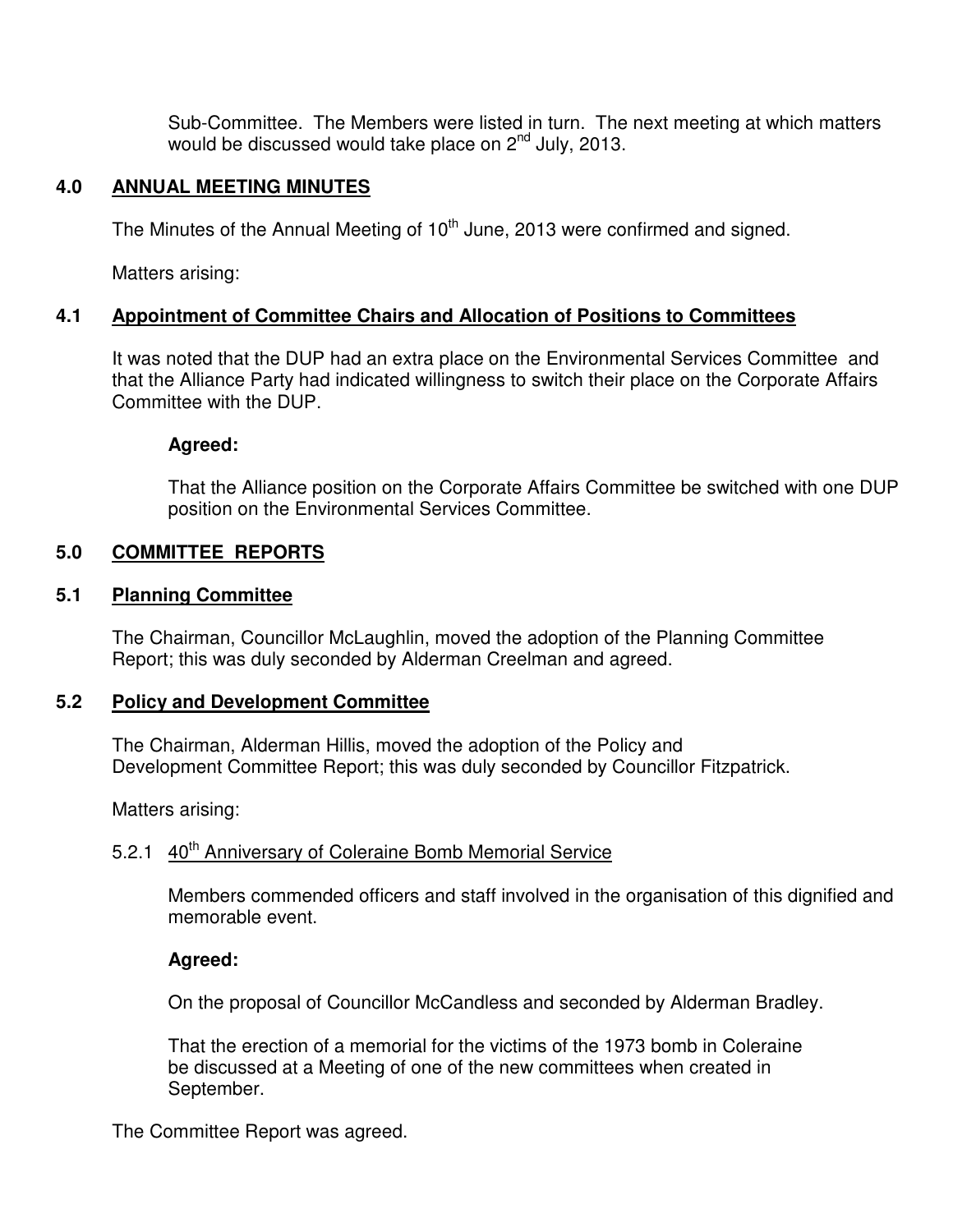Sub-Committee. The Members were listed in turn. The next meeting at which matters would be discussed would take place on 2nd July, 2013.

## 4.0 ANNUAL MEETING MINUTES

The Minutes of the Annual Meeting of 10th June, 2013 were confirmed and signed.

Matters arising:

### 4.1 Appointment of Committee Chairs and Allocation of Positions to Committees

It was noted that the DUP had an extra place on the Environmental Services Committee and that the Alliance Party had indicated willingness to switch their place on the Corporate Affairs Committee with the DUP.

**Agreed:**

That the Alliance position on the Corporate Affairs Committee be switched with one DUP position on the Environmental Services Committee.

## 5.0 COMMITTEE REPORTS

### 5.1 Planning Committee

The Chairman, Councillor McLaughlin, moved the adoption of the Planning Committee Report; this was duly seconded by Alderman Creelman and agreed.

### 5.2 Policy and Development Committee

The Chairman, Alderman Hillis, moved the adoption of the Policy and Development Committee Report; this was duly seconded by Councillor Fitzpatrick.

Matters arising:

5.2.1 40th Anniversary of Coleraine Bomb Memorial Service

Members commended officers and staff involved in the organisation of this dignified and memorable event.

**Agreed:**

On the proposal of Councillor McCandless and seconded by Alderman Bradley.

That the erection of a memorial for the victims of the 1973 bomb in Coleraine be discussed at a Meeting of one of the new committees when created in September.

The Committee Report was agreed.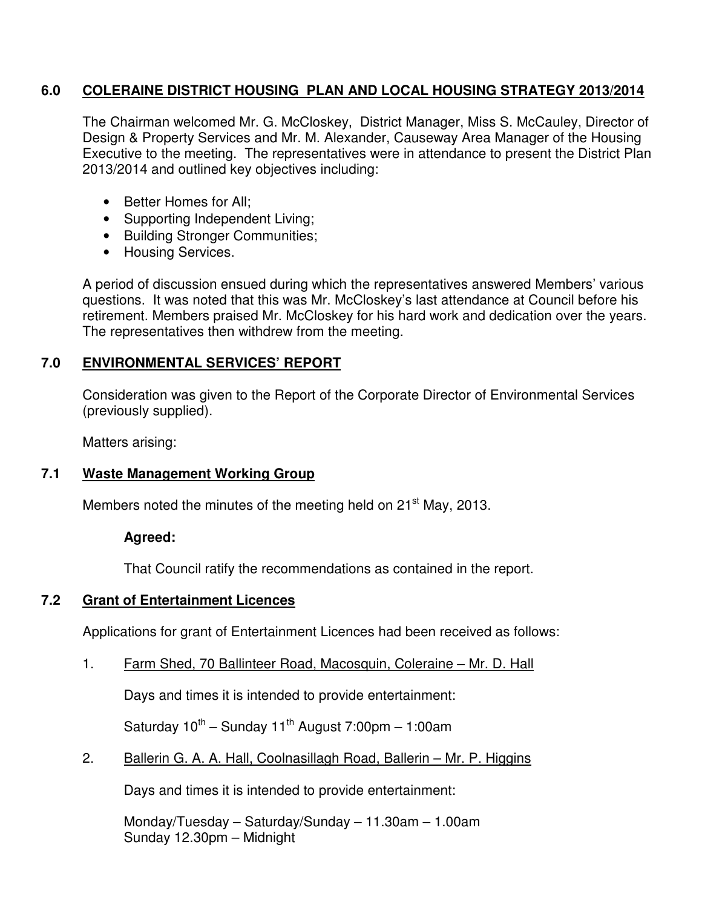## 6.0 COLERAINE DISTRICT HOUSING PLAN AND LOCAL HOUSING STRATEGY 2013/2014

The Chairman welcomed Mr. G. McCloskey, District Manager, Miss S. McCauley, Director of Design & Property Services and Mr. M. Alexander, Causeway Area Manager of the Housing Executive to the meeting. The representatives were in attendance to present the District Plan 2013/2014 and outlined key objectives including:

- Better Homes for All;
- Supporting Independent Living;
- Building Stronger Communities;
- Housing Services.

A period of discussion ensued during which the representatives answered Members' various questions. It was noted that this was Mr. McCloskey's last attendance at Council before his retirement. Members praised Mr. McCloskey for his hard work and dedication over the years. The representatives then withdrew from the meeting.

## 7.0 ENVIRONMENTAL SERVICES' REPORT

Consideration was given to the Report of the Corporate Director of Environmental Services (previously supplied).

Matters arising:

### 7.1 Waste Management Working Group

Members noted the minutes of the meeting held on 21st May, 2013.

**Agreed:**

That Council ratify the recommendations as contained in the report.

### 7.2 Grant of Entertainment Licences

Applications for grant of Entertainment Licences had been received as follows:

1. Farm Shed, 70 Ballinteer Road, Macosquin, Coleraine – Mr. D. Hall

   Days and times it is intended to provide entertainment:

   Saturday 10th – Sunday 11th August 7:00pm – 1:00am

2. Ballerin G. A. A. Hall, Coolnasillagh Road, Ballerin – Mr. P. Higgins

   Days and times it is intended to provide entertainment:

   Monday/Tuesday – Saturday/Sunday – 11.30am – 1.00am
   Sunday 12.30pm – Midnight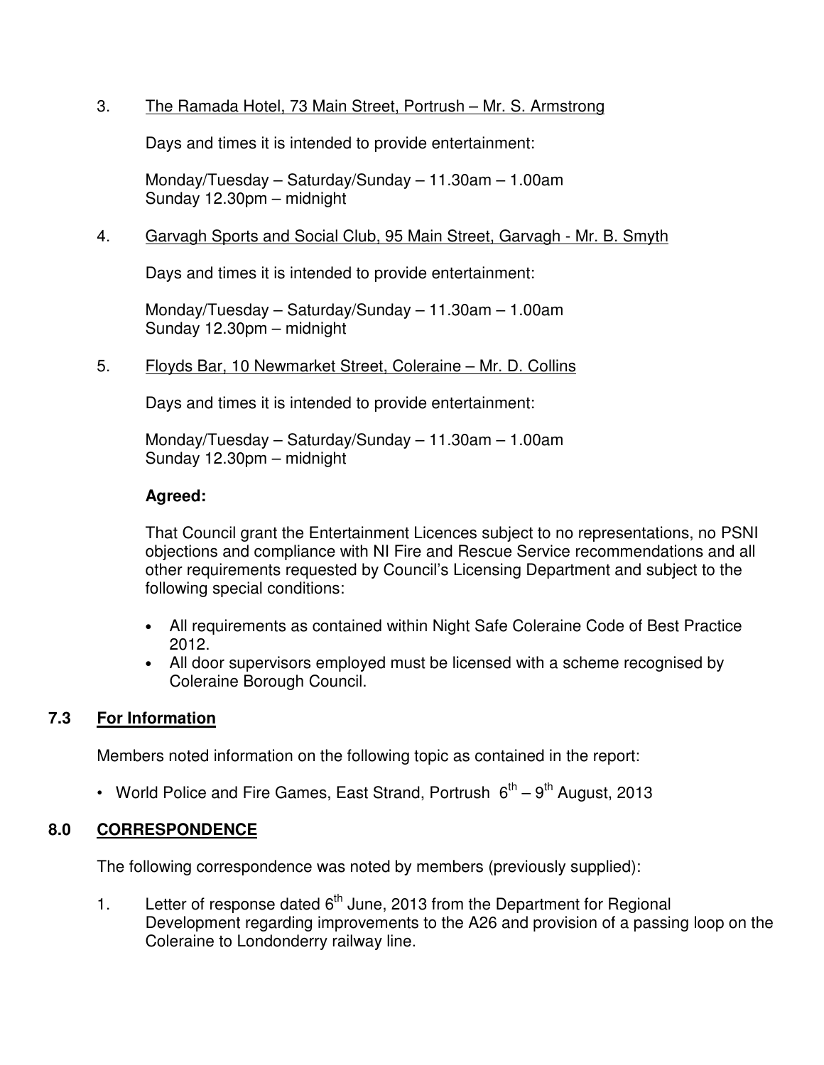3. <u>The Ramada Hotel, 73 Main Street, Portrush – Mr. S. Armstrong</u>

   Days and times it is intended to provide entertainment:

   Monday/Tuesday – Saturday/Sunday – 11.30am – 1.00am
   Sunday 12.30pm – midnight

4. <u>Garvagh Sports and Social Club, 95 Main Street, Garvagh - Mr. B. Smyth</u>

   Days and times it is intended to provide entertainment:

   Monday/Tuesday – Saturday/Sunday – 11.30am – 1.00am
   Sunday 12.30pm – midnight

5. <u>Floyds Bar, 10 Newmarket Street, Coleraine – Mr. D. Collins</u>

   Days and times it is intended to provide entertainment:

   Monday/Tuesday – Saturday/Sunday – 11.30am – 1.00am
   Sunday 12.30pm – midnight

   **Agreed:**

   That Council grant the Entertainment Licences subject to no representations, no PSNI objections and compliance with NI Fire and Rescue Service recommendations and all other requirements requested by Council's Licensing Department and subject to the following special conditions:

   - All requirements as contained within Night Safe Coleraine Code of Best Practice 2012.
   - All door supervisors employed must be licensed with a scheme recognised by Coleraine Borough Council.

## 7.3 <u>For Information</u>

Members noted information on the following topic as contained in the report:

- World Police and Fire Games, East Strand, Portrush 6th – 9th August, 2013

## 8.0 <u>CORRESPONDENCE</u>

The following correspondence was noted by members (previously supplied):

1. Letter of response dated 6th June, 2013 from the Department for Regional Development regarding improvements to the A26 and provision of a passing loop on the Coleraine to Londonderry railway line.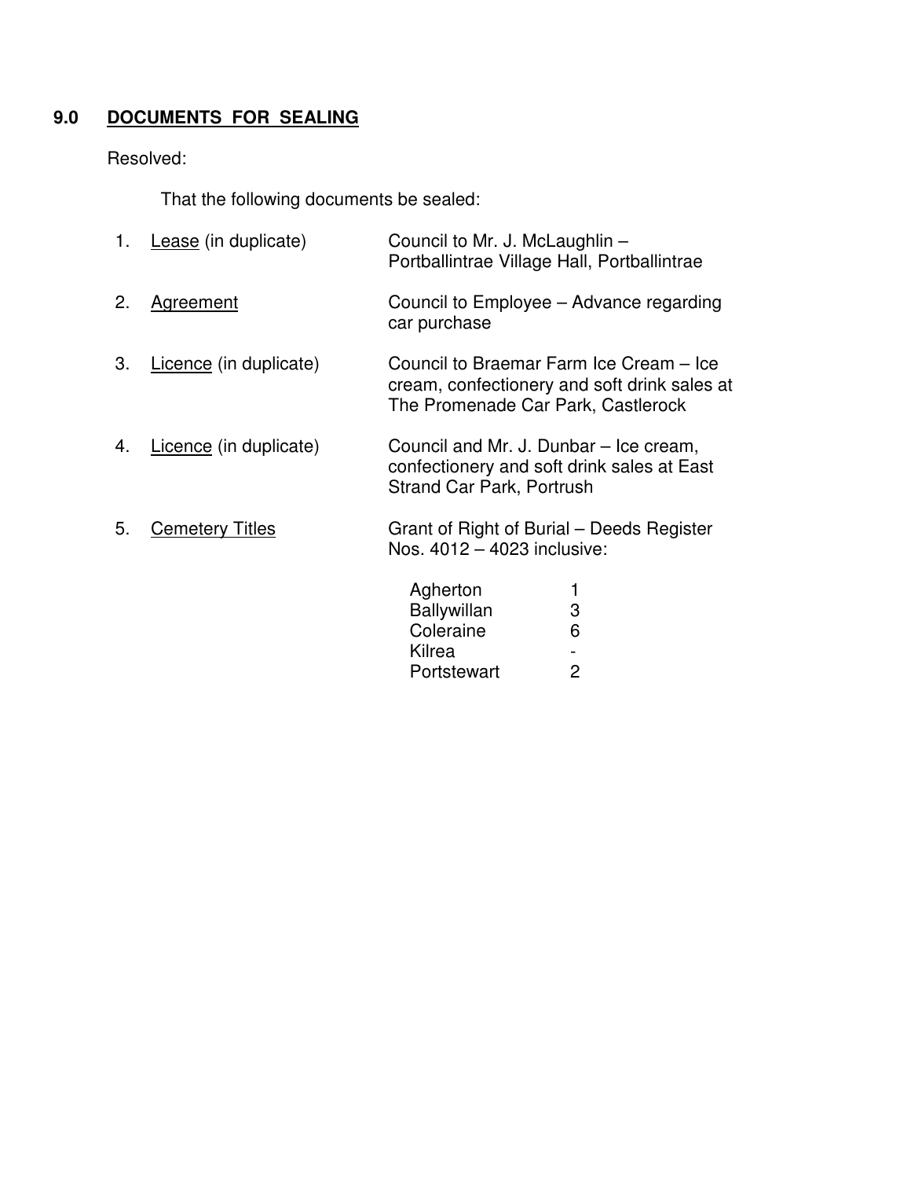## 9.0 DOCUMENTS FOR SEALING

Resolved:

That the following documents be sealed:

1. Lease (in duplicate) — Council to Mr. J. McLaughlin – Portballintrae Village Hall, Portballintrae

2. Agreement — Council to Employee – Advance regarding car purchase

3. Licence (in duplicate) — Council to Braemar Farm Ice Cream – Ice cream, confectionery and soft drink sales at The Promenade Car Park, Castlerock

4. Licence (in duplicate) — Council and Mr. J. Dunbar – Ice cream, confectionery and soft drink sales at East Strand Car Park, Portrush

5. Cemetery Titles — Grant of Right of Burial – Deeds Register Nos. 4012 – 4023 inclusive:

| | |
|---|---|
| Agherton | 1 |
| Ballywillan | 3 |
| Coleraine | 6 |
| Kilrea | - |
| Portstewart | 2 |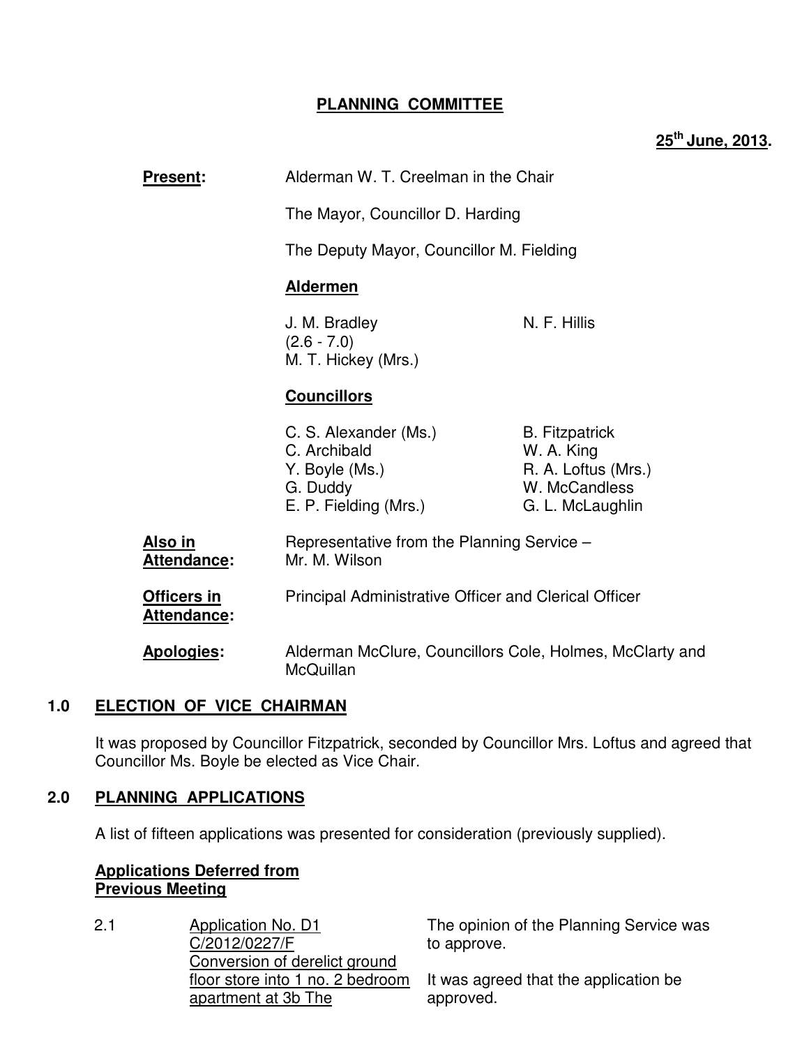# PLANNING COMMITTEE

**25th June, 2013.**

**Present:** Alderman W. T. Creelman in the Chair

The Mayor, Councillor D. Harding

The Deputy Mayor, Councillor M. Fielding

**Aldermen**

| | |
|---|---|
| J. M. Bradley (2.6 - 7.0) | N. F. Hillis |
| M. T. Hickey (Mrs.) | |

**Councillors**

| | |
|---|---|
| C. S. Alexander (Ms.) | B. Fitzpatrick |
| C. Archibald | W. A. King |
| Y. Boyle (Ms.) | R. A. Loftus (Mrs.) |
| G. Duddy | W. McCandless |
| E. P. Fielding (Mrs.) | G. L. McLaughlin |

**Also in Attendance:** Representative from the Planning Service – Mr. M. Wilson

**Officers in Attendance:** Principal Administrative Officer and Clerical Officer

**Apologies:** Alderman McClure, Councillors Cole, Holmes, McClarty and McQuillan

## 1.0 ELECTION OF VICE CHAIRMAN

It was proposed by Councillor Fitzpatrick, seconded by Councillor Mrs. Loftus and agreed that Councillor Ms. Boyle be elected as Vice Chair.

## 2.0 PLANNING APPLICATIONS

A list of fifteen applications was presented for consideration (previously supplied).

**Applications Deferred from Previous Meeting**

2.1 Application No. D1 C/2012/0227/F Conversion of derelict ground floor store into 1 no. 2 bedroom apartment at 3b The

The opinion of the Planning Service was to approve.

It was agreed that the application be approved.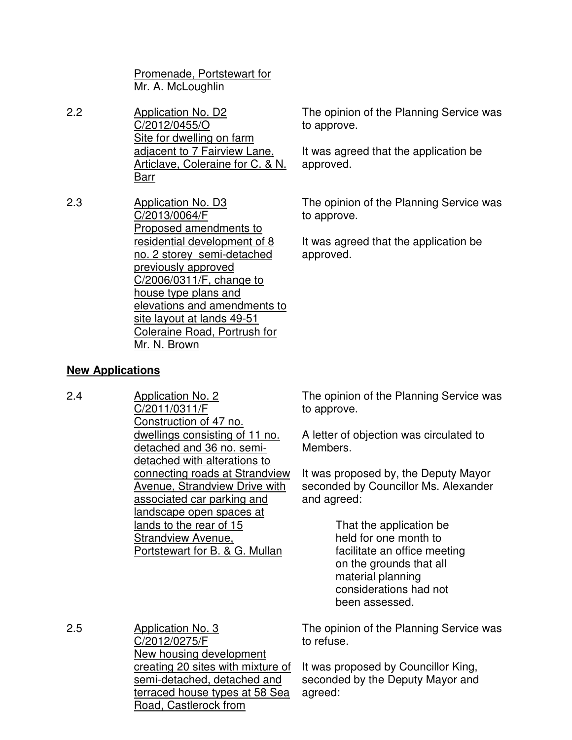Promenade, Portstewart for Mr. A. McLoughlin

| | | |
|---|---|---|
| 2.2 | Application No. D2 C/2012/0455/O Site for dwelling on farm adjacent to 7 Fairview Lane, Articlave, Coleraine for C. & N. Barr | The opinion of the Planning Service was to approve.<br><br>It was agreed that the application be approved. |
| 2.3 | Application No. D3 C/2013/0064/F Proposed amendments to residential development of 8 no. 2 storey semi-detached previously approved C/2006/0311/F, change to house type plans and elevations and amendments to site layout at lands 49-51 Coleraine Road, Portrush for Mr. N. Brown | The opinion of the Planning Service was to approve.<br><br>It was agreed that the application be approved. |

**New Applications**

| | | |
|---|---|---|
| 2.4 | Application No. 2 C/2011/0311/F Construction of 47 no. dwellings consisting of 11 no. detached and 36 no. semi-detached with alterations to connecting roads at Strandview Avenue, Strandview Drive with associated car parking and landscape open spaces at lands to the rear of 15 Strandview Avenue, Portstewart for B. & G. Mullan | The opinion of the Planning Service was to approve.<br><br>A letter of objection was circulated to Members.<br><br>It was proposed by, the Deputy Mayor seconded by Councillor Ms. Alexander and agreed:<br><br>That the application be held for one month to facilitate an office meeting on the grounds that all material planning considerations had not been assessed. |
| 2.5 | Application No. 3 C/2012/0275/F New housing development creating 20 sites with mixture of semi-detached, detached and terraced house types at 58 Sea Road, Castlerock from | The opinion of the Planning Service was to refuse.<br><br>It was proposed by Councillor King, seconded by the Deputy Mayor and agreed: |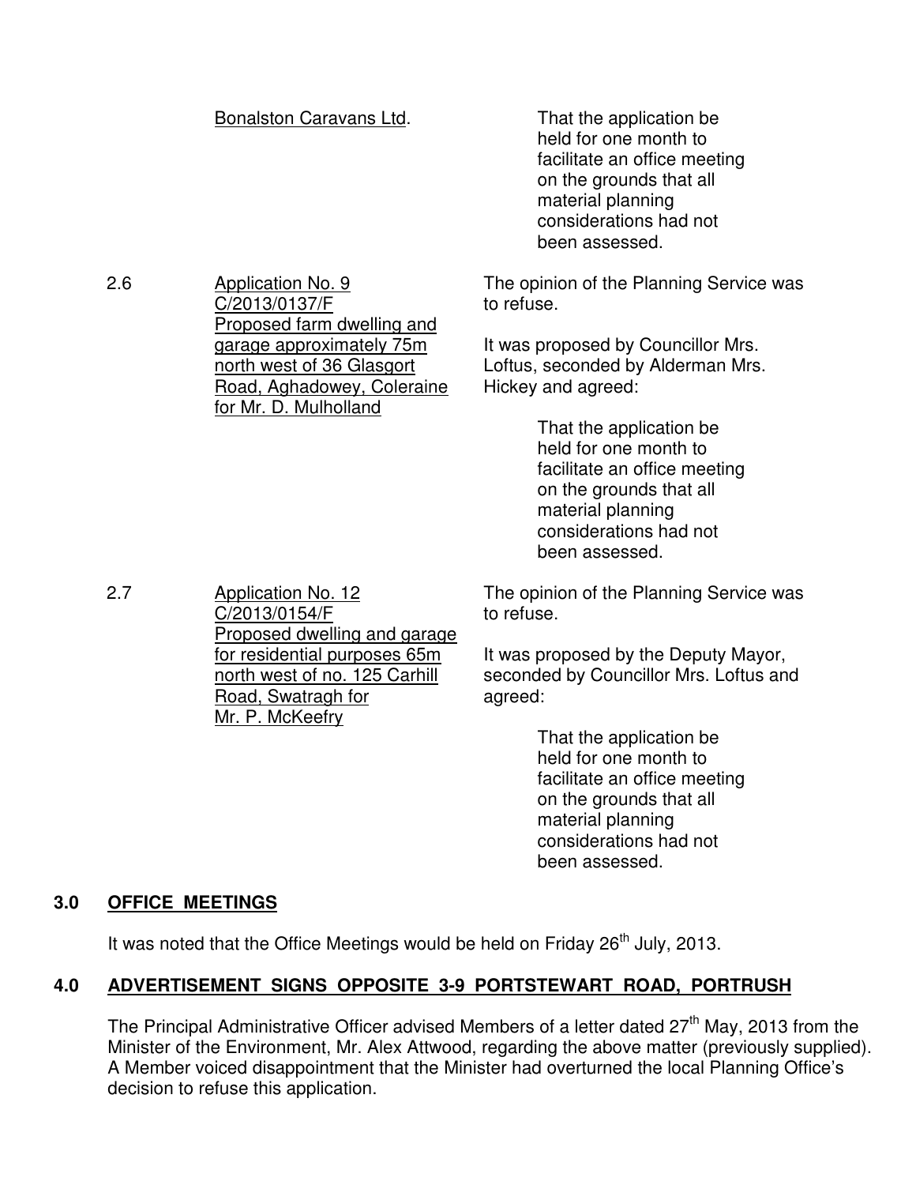<u>Bonalston Caravans Ltd</u>.

> That the application be held for one month to facilitate an office meeting on the grounds that all material planning considerations had not been assessed.

2.6 <u>Application No. 9 C/2013/0137/F Proposed farm dwelling and garage approximately 75m north west of 36 Glasgort Road, Aghadowey, Coleraine for Mr. D. Mulholland</u>

The opinion of the Planning Service was to refuse.

It was proposed by Councillor Mrs. Loftus, seconded by Alderman Mrs. Hickey and agreed:

> That the application be held for one month to facilitate an office meeting on the grounds that all material planning considerations had not been assessed.

2.7 <u>Application No. 12 C/2013/0154/F Proposed dwelling and garage for residential purposes 65m north west of no. 125 Carhill Road, Swatragh for Mr. P. McKeefry</u>

The opinion of the Planning Service was to refuse.

It was proposed by the Deputy Mayor, seconded by Councillor Mrs. Loftus and agreed:

> That the application be held for one month to facilitate an office meeting on the grounds that all material planning considerations had not been assessed.

## 3.0 OFFICE MEETINGS

It was noted that the Office Meetings would be held on Friday 26th July, 2013.

## 4.0 ADVERTISEMENT SIGNS OPPOSITE 3-9 PORTSTEWART ROAD, PORTRUSH

The Principal Administrative Officer advised Members of a letter dated 27th May, 2013 from the Minister of the Environment, Mr. Alex Attwood, regarding the above matter (previously supplied). A Member voiced disappointment that the Minister had overturned the local Planning Office's decision to refuse this application.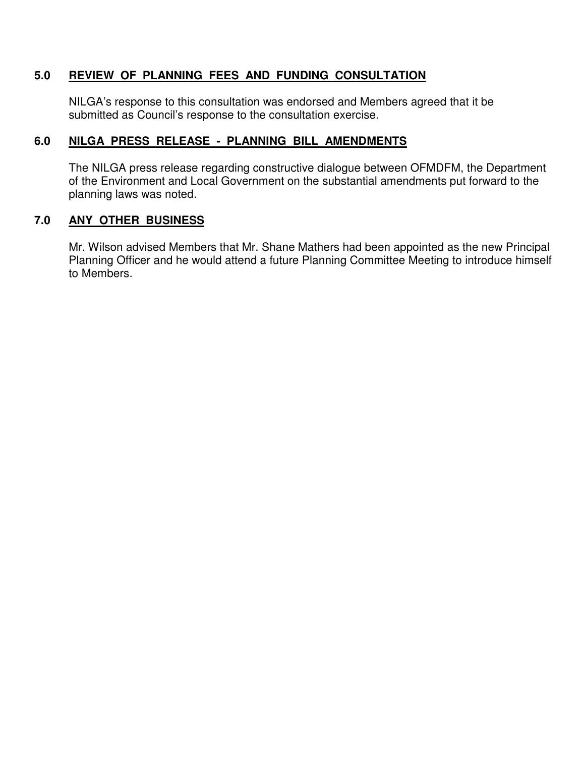## 5.0 REVIEW OF PLANNING FEES AND FUNDING CONSULTATION

NILGA's response to this consultation was endorsed and Members agreed that it be submitted as Council's response to the consultation exercise.

## 6.0 NILGA PRESS RELEASE - PLANNING BILL AMENDMENTS

The NILGA press release regarding constructive dialogue between OFMDFM, the Department of the Environment and Local Government on the substantial amendments put forward to the planning laws was noted.

## 7.0 ANY OTHER BUSINESS

Mr. Wilson advised Members that Mr. Shane Mathers had been appointed as the new Principal Planning Officer and he would attend a future Planning Committee Meeting to introduce himself to Members.